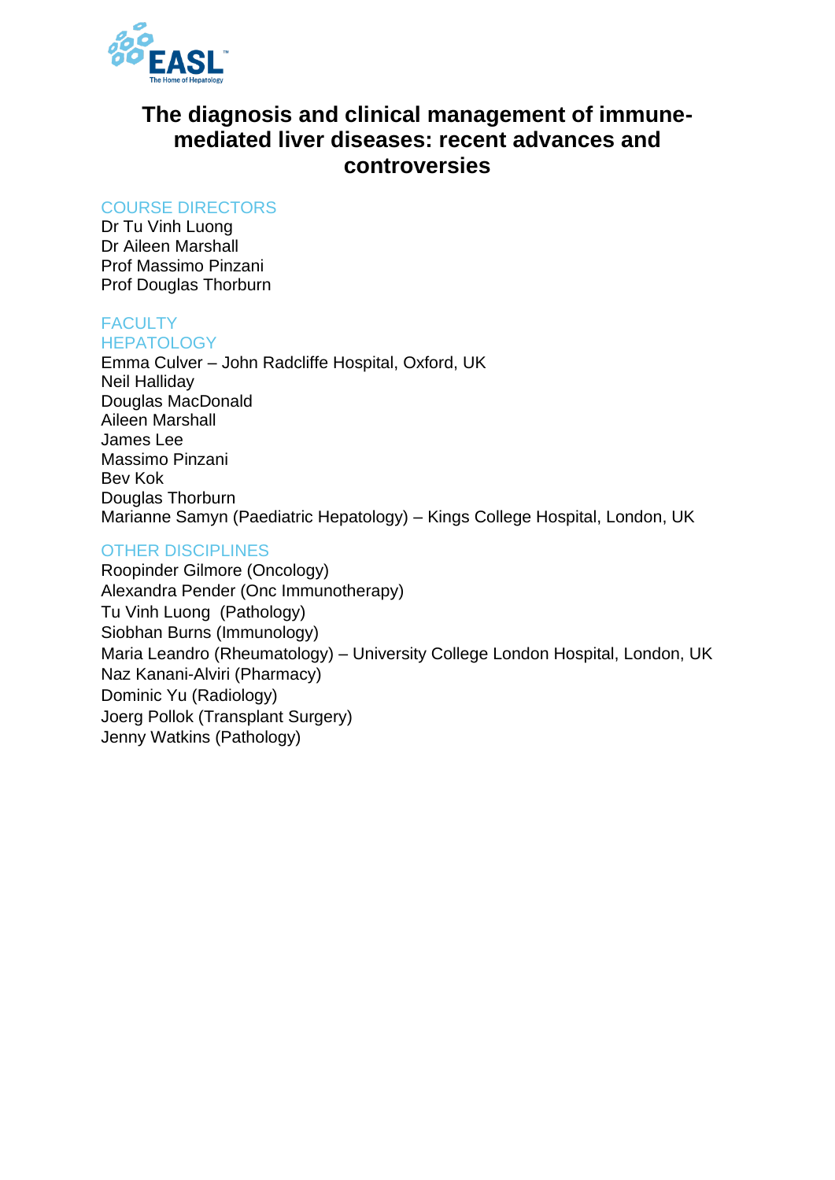# The diagnosis and clinical management of immune-mediated liver diseases: recent advances and controversies

## COURSE DIRECTORS

Dr Tu Vinh Luong
Dr Aileen Marshall
Prof Massimo Pinzani
Prof Douglas Thorburn

## FACULTY

### HEPATOLOGY

Emma Culver – John Radcliffe Hospital, Oxford, UK
Neil Halliday
Douglas MacDonald
Aileen Marshall
James Lee
Massimo Pinzani
Bev Kok
Douglas Thorburn
Marianne Samyn (Paediatric Hepatology) – Kings College Hospital, London, UK

### OTHER DISCIPLINES

Roopinder Gilmore (Oncology)
Alexandra Pender (Onc Immunotherapy)
Tu Vinh Luong (Pathology)
Siobhan Burns (Immunology)
Maria Leandro (Rheumatology) – University College London Hospital, London, UK
Naz Kanani-Alviri (Pharmacy)
Dominic Yu (Radiology)
Joerg Pollok (Transplant Surgery)
Jenny Watkins (Pathology)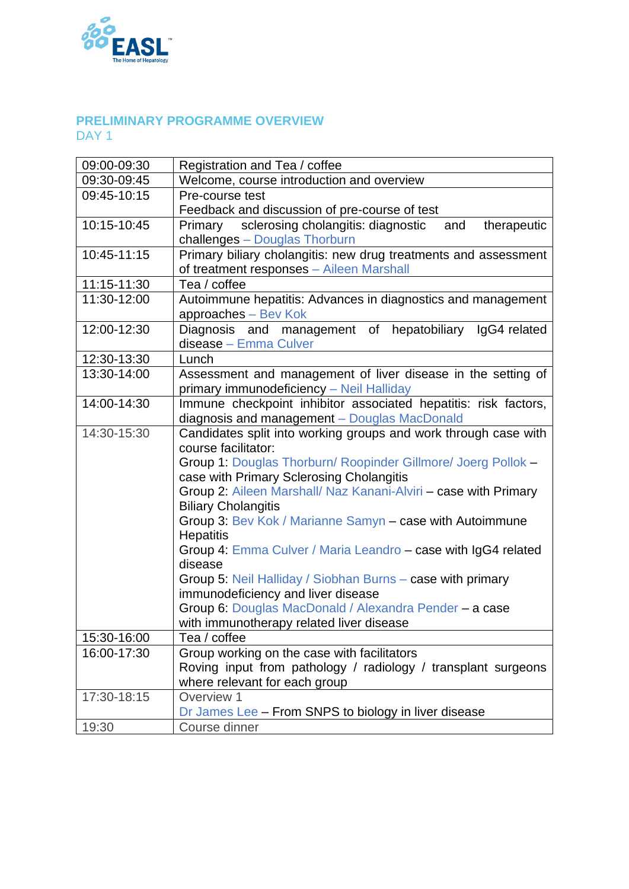## PRELIMINARY PROGRAMME OVERVIEW

DAY 1

| | |
|---|---|
| 09:00-09:30 | Registration and Tea / coffee |
| 09:30-09:45 | Welcome, course introduction and overview |
| 09:45-10:15 | Pre-course test<br>Feedback and discussion of pre-course of test |
| 10:15-10:45 | Primary sclerosing cholangitis: diagnostic and therapeutic challenges – Douglas Thorburn |
| 10:45-11:15 | Primary biliary cholangitis: new drug treatments and assessment of treatment responses – Aileen Marshall |
| 11:15-11:30 | Tea / coffee |
| 11:30-12:00 | Autoimmune hepatitis: Advances in diagnostics and management approaches – Bev Kok |
| 12:00-12:30 | Diagnosis and management of hepatobiliary IgG4 related disease – Emma Culver |
| 12:30-13:30 | Lunch |
| 13:30-14:00 | Assessment and management of liver disease in the setting of primary immunodeficiency – Neil Halliday |
| 14:00-14:30 | Immune checkpoint inhibitor associated hepatitis: risk factors, diagnosis and management – Douglas MacDonald |
| 14:30-15:30 | Candidates split into working groups and work through case with course facilitator:<br>Group 1: Douglas Thorburn/ Roopinder Gillmore/ Joerg Pollok – case with Primary Sclerosing Cholangitis<br>Group 2: Aileen Marshall/ Naz Kanani-Alviri – case with Primary Biliary Cholangitis<br>Group 3: Bev Kok / Marianne Samyn – case with Autoimmune Hepatitis<br>Group 4: Emma Culver / Maria Leandro – case with IgG4 related disease<br>Group 5: Neil Halliday / Siobhan Burns – case with primary immunodeficiency and liver disease<br>Group 6: Douglas MacDonald / Alexandra Pender – a case with immunotherapy related liver disease |
| 15:30-16:00 | Tea / coffee |
| 16:00-17:30 | Group working on the case with facilitators<br>Roving input from pathology / radiology / transplant surgeons where relevant for each group |
| 17:30-18:15 | Overview 1<br>Dr James Lee – From SNPS to biology in liver disease |
| 19:30 | Course dinner |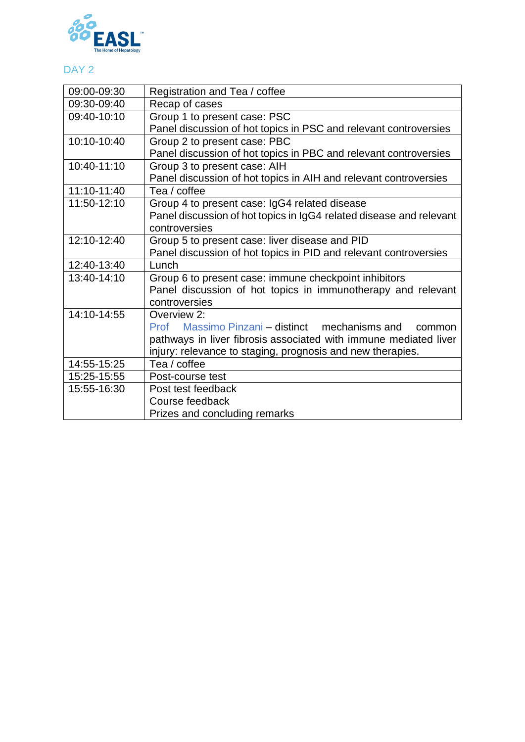## DAY 2

| | |
|---|---|
| 09:00-09:30 | Registration and Tea / coffee |
| 09:30-09:40 | Recap of cases |
| 09:40-10:10 | Group 1 to present case: PSC<br>Panel discussion of hot topics in PSC and relevant controversies |
| 10:10-10:40 | Group 2 to present case: PBC<br>Panel discussion of hot topics in PBC and relevant controversies |
| 10:40-11:10 | Group 3 to present case: AIH<br>Panel discussion of hot topics in AIH and relevant controversies |
| 11:10-11:40 | Tea / coffee |
| 11:50-12:10 | Group 4 to present case: IgG4 related disease<br>Panel discussion of hot topics in IgG4 related disease and relevant controversies |
| 12:10-12:40 | Group 5 to present case: liver disease and PID<br>Panel discussion of hot topics in PID and relevant controversies |
| 12:40-13:40 | Lunch |
| 13:40-14:10 | Group 6 to present case: immune checkpoint inhibitors<br>Panel discussion of hot topics in immunotherapy and relevant controversies |
| 14:10-14:55 | Overview 2:<br>Prof Massimo Pinzani – distinct mechanisms and common pathways in liver fibrosis associated with immune mediated liver injury: relevance to staging, prognosis and new therapies. |
| 14:55-15:25 | Tea / coffee |
| 15:25-15:55 | Post-course test |
| 15:55-16:30 | Post test feedback<br>Course feedback<br>Prizes and concluding remarks |